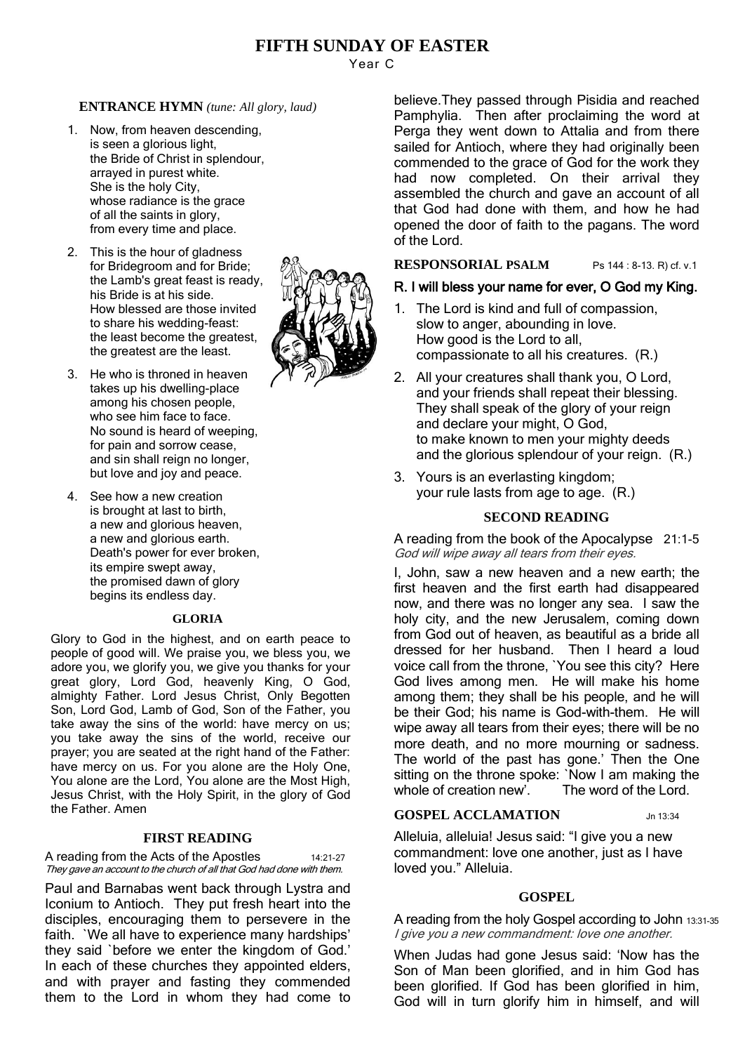# FIFTH SUNDAY OF EASTER

Year C

**ENTRANCE HYMN** *(tune: All glory, laud)*

1. Now, from heaven descending,
   is seen a glorious light,
   the Bride of Christ in splendour,
   arrayed in purest white.
   She is the holy City,
   whose radiance is the grace
   of all the saints in glory,
   from every time and place.

2. This is the hour of gladness
   for Bridegroom and for Bride;
   the Lamb's great feast is ready,
   his Bride is at his side.
   How blessed are those invited
   to share his wedding-feast:
   the least become the greatest,
   the greatest are the least.

3. He who is throned in heaven
   takes up his dwelling-place
   among his chosen people,
   who see him face to face.
   No sound is heard of weeping,
   for pain and sorrow cease,
   and sin shall reign no longer,
   but love and joy and peace.

4. See how a new creation
   is brought at last to birth,
   a new and glorious heaven,
   a new and glorious earth.
   Death's power for ever broken,
   its empire swept away,
   the promised dawn of glory
   begins its endless day.

**GLORIA**

Glory to God in the highest, and on earth peace to people of good will. We praise you, we bless you, we adore you, we glorify you, we give you thanks for your great glory, Lord God, heavenly King, O God, almighty Father. Lord Jesus Christ, Only Begotten Son, Lord God, Lamb of God, Son of the Father, you take away the sins of the world: have mercy on us; you take away the sins of the world, receive our prayer; you are seated at the right hand of the Father: have mercy on us. For you alone are the Holy One, You alone are the Lord, You alone are the Most High, Jesus Christ, with the Holy Spirit, in the glory of God the Father. Amen

**FIRST READING**

A reading from the Acts of the Apostles 14:21-27
*They gave an account to the church of all that God had done with them.*

Paul and Barnabas went back through Lystra and Iconium to Antioch. They put fresh heart into the disciples, encouraging them to persevere in the faith. `We all have to experience many hardships' they said `before we enter the kingdom of God.' In each of these churches they appointed elders, and with prayer and fasting they commended them to the Lord in whom they had come to believe.They passed through Pisidia and reached Pamphylia. Then after proclaiming the word at Perga they went down to Attalia and from there sailed for Antioch, where they had originally been commended to the grace of God for the work they had now completed. On their arrival they assembled the church and gave an account of all that God had done with them, and how he had opened the door of faith to the pagans. The word of the Lord.

**RESPONSORIAL PSALM** Ps 144 : 8-13. R) cf. v.1

**R. I will bless your name for ever, O God my King.**

1. The Lord is kind and full of compassion,
   slow to anger, abounding in love.
   How good is the Lord to all,
   compassionate to all his creatures. (R.)

2. All your creatures shall thank you, O Lord,
   and your friends shall repeat their blessing.
   They shall speak of the glory of your reign
   and declare your might, O God,
   to make known to men your mighty deeds
   and the glorious splendour of your reign. (R.)

3. Yours is an everlasting kingdom;
   your rule lasts from age to age. (R.)

**SECOND READING**

A reading from the book of the Apocalypse 21:1-5
*God will wipe away all tears from their eyes.*

I, John, saw a new heaven and a new earth; the first heaven and the first earth had disappeared now, and there was no longer any sea. I saw the holy city, and the new Jerusalem, coming down from God out of heaven, as beautiful as a bride all dressed for her husband. Then I heard a loud voice call from the throne, `You see this city? Here God lives among men. He will make his home among them; they shall be his people, and he will be their God; his name is God-with-them. He will wipe away all tears from their eyes; there will be no more death, and no more mourning or sadness. The world of the past has gone.' Then the One sitting on the throne spoke: `Now I am making the whole of creation new'. The word of the Lord.

**GOSPEL ACCLAMATION** Jn 13:34

Alleluia, alleluia! Jesus said: "I give you a new commandment: love one another, just as I have loved you." Alleluia.

**GOSPEL**

A reading from the holy Gospel according to John 13:31-35
*I give you a new commandment: love one another.*

When Judas had gone Jesus said: 'Now has the Son of Man been glorified, and in him God has been glorified. If God has been glorified in him, God will in turn glorify him in himself, and will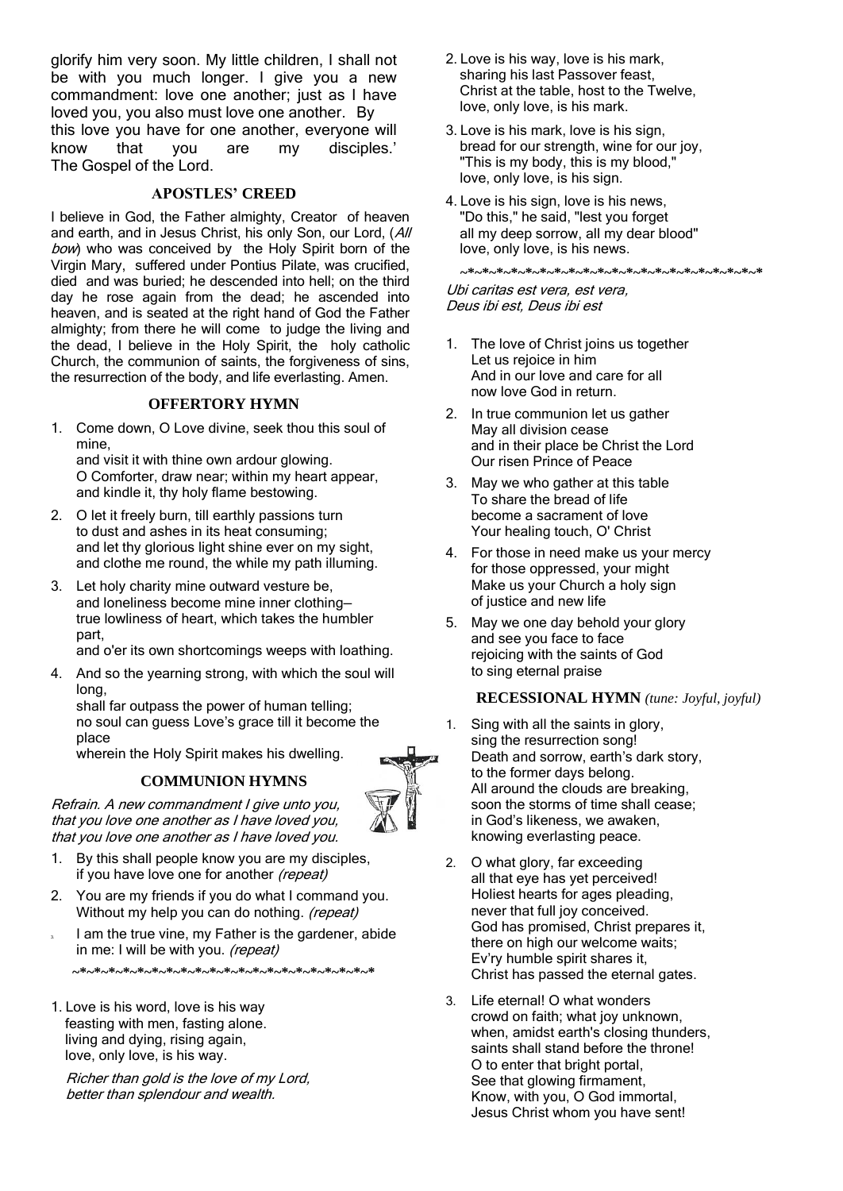glorify him very soon. My little children, I shall not be with you much longer. I give you a new commandment: love one another; just as I have loved you, you also must love one another. By this love you have for one another, everyone will know that you are my disciples.' The Gospel of the Lord.

## APOSTLES' CREED

I believe in God, the Father almighty, Creator of heaven and earth, and in Jesus Christ, his only Son, our Lord, (*All bow*) who was conceived by the Holy Spirit born of the Virgin Mary, suffered under Pontius Pilate, was crucified, died and was buried; he descended into hell; on the third day he rose again from the dead; he ascended into heaven, and is seated at the right hand of God the Father almighty; from there he will come to judge the living and the dead, I believe in the Holy Spirit, the holy catholic Church, the communion of saints, the forgiveness of sins, the resurrection of the body, and life everlasting. Amen.

## OFFERTORY HYMN

1. Come down, O Love divine, seek thou this soul of mine,
   and visit it with thine own ardour glowing.
   O Comforter, draw near; within my heart appear,
   and kindle it, thy holy flame bestowing.
2. O let it freely burn, till earthly passions turn
   to dust and ashes in its heat consuming;
   and let thy glorious light shine ever on my sight,
   and clothe me round, the while my path illuming.
3. Let holy charity mine outward vesture be,
   and loneliness become mine inner clothing–
   true lowliness of heart, which takes the humbler part,
   and o'er its own shortcomings weeps with loathing.
4. And so the yearning strong, with which the soul will long,
   shall far outpass the power of human telling;
   no soul can guess Love's grace till it become the place
   wherein the Holy Spirit makes his dwelling.

## COMMUNION HYMNS

*Refrain. A new commandment I give unto you, that you love one another as I have loved you, that you love one another as I have loved you.*

1. By this shall people know you are my disciples, if you have love one for another *(repeat)*
2. You are my friends if you do what I command you. Without my help you can do nothing. *(repeat)*
3. I am the true vine, my Father is the gardener, abide in me: I will be with you. *(repeat)*

~*~*~*~*~*~*~*~*~*~*~*~*~*~*~*~*~*~*~*~*~*~*

1. Love is his word, love is his way
   feasting with men, fasting alone.
   living and dying, rising again,
   love, only love, is his way.

   *Richer than gold is the love of my Lord, better than splendour and wealth.*

2. Love is his way, love is his mark,
   sharing his last Passover feast,
   Christ at the table, host to the Twelve,
   love, only love, is his mark.
3. Love is his mark, love is his sign,
   bread for our strength, wine for our joy,
   "This is my body, this is my blood,"
   love, only love, is his sign.
4. Love is his sign, love is his news,
   "Do this," he said, "lest you forget
   all my deep sorrow, all my dear blood"
   love, only love, is his news.

~*~*~*~*~*~*~*~*~*~*~*~*~*~*~*~*~*~*~*~*~*~*

*Ubi caritas est vera, est vera,*
*Deus ibi est, Deus ibi est*

1. The love of Christ joins us together
   Let us rejoice in him
   And in our love and care for all
   now love God in return.
2. In true communion let us gather
   May all division cease
   and in their place be Christ the Lord
   Our risen Prince of Peace
3. May we who gather at this table
   To share the bread of life
   become a sacrament of love
   Your healing touch, O' Christ
4. For those in need make us your mercy
   for those oppressed, your might
   Make us your Church a holy sign
   of justice and new life
5. May we one day behold your glory
   and see you face to face
   rejoicing with the saints of God
   to sing eternal praise

## RECESSIONAL HYMN *(tune: Joyful, joyful)*

1. Sing with all the saints in glory,
   sing the resurrection song!
   Death and sorrow, earth's dark story,
   to the former days belong.
   All around the clouds are breaking,
   soon the storms of time shall cease;
   in God's likeness, we awaken,
   knowing everlasting peace.
2. O what glory, far exceeding
   all that eye has yet perceived!
   Holiest hearts for ages pleading,
   never that full joy conceived.
   God has promised, Christ prepares it,
   there on high our welcome waits;
   Ev'ry humble spirit shares it,
   Christ has passed the eternal gates.
3. Life eternal! O what wonders
   crowd on faith; what joy unknown,
   when, amidst earth's closing thunders,
   saints shall stand before the throne!
   O to enter that bright portal,
   See that glowing firmament,
   Know, with you, O God immortal,
   Jesus Christ whom you have sent!